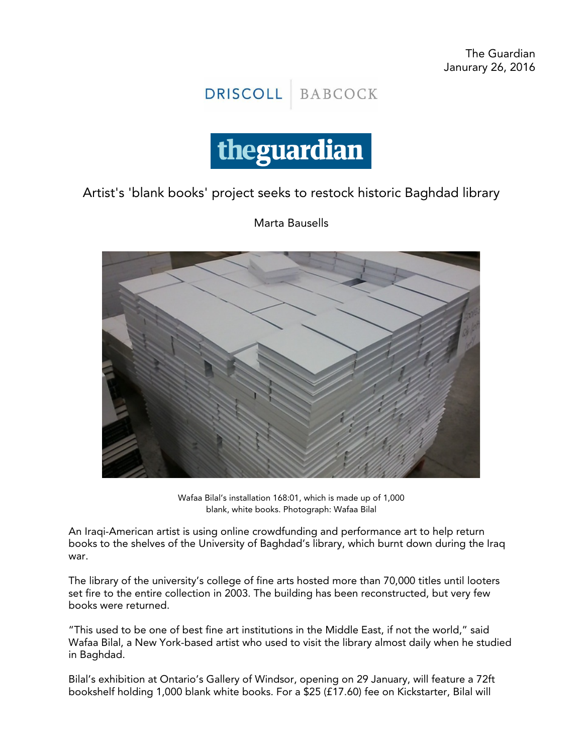The Guardian
Janurary 26, 2016

DRISCOLL | BABCOCK

theguardian

# Artist's 'blank books' project seeks to restock historic Baghdad library

Marta Bausells

Wafaa Bilal's installation 168:01, which is made up of 1,000 blank, white books. Photograph: Wafaa Bilal

An Iraqi-American artist is using online crowdfunding and performance art to help return books to the shelves of the University of Baghdad's library, which burnt down during the Iraq war.

The library of the university's college of fine arts hosted more than 70,000 titles until looters set fire to the entire collection in 2003. The building has been reconstructed, but very few books were returned.

"This used to be one of best fine art institutions in the Middle East, if not the world," said Wafaa Bilal, a New York-based artist who used to visit the library almost daily when he studied in Baghdad.

Bilal's exhibition at Ontario's Gallery of Windsor, opening on 29 January, will feature a 72ft bookshelf holding 1,000 blank white books. For a $25 (£17.60) fee on Kickstarter, Bilal will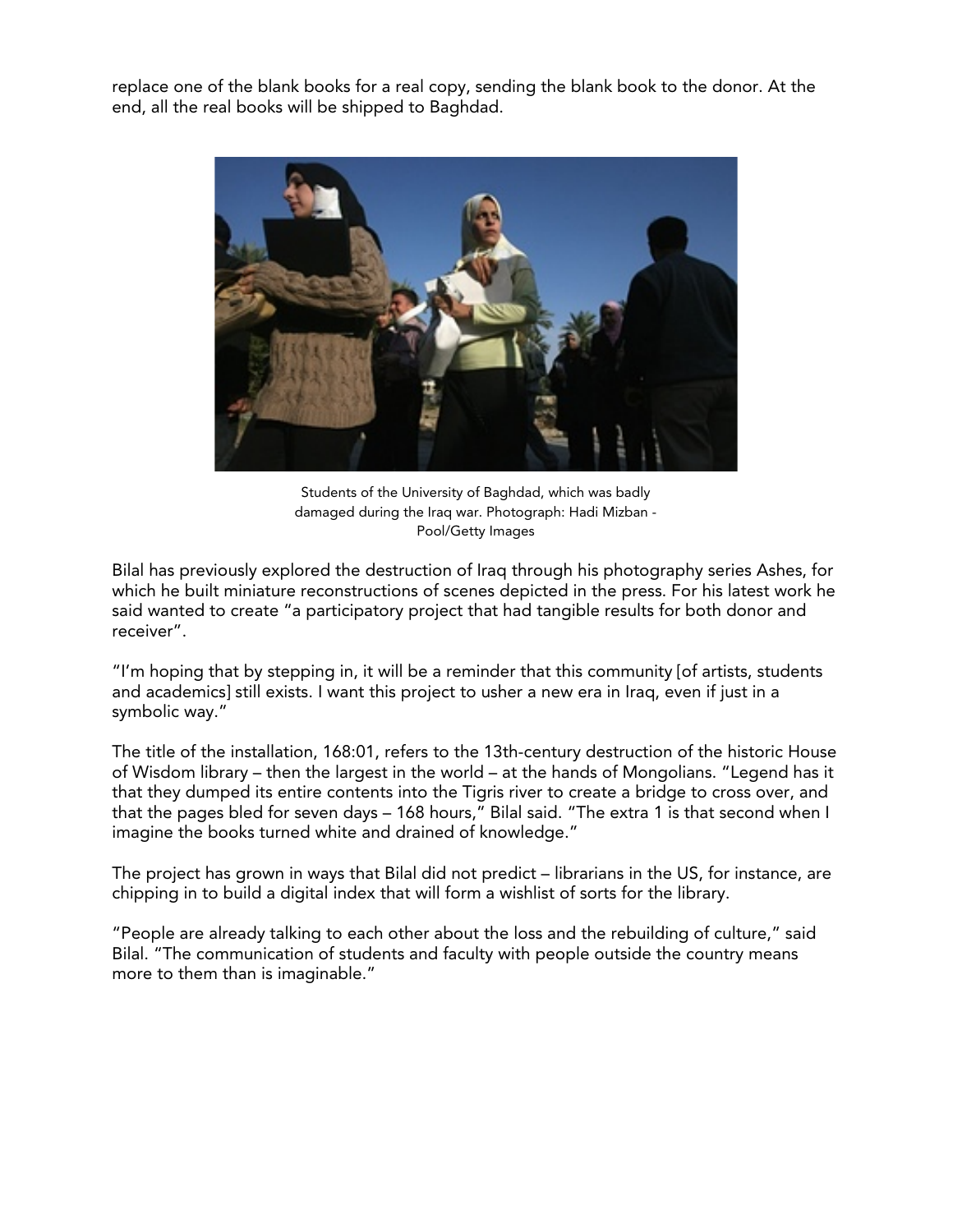replace one of the blank books for a real copy, sending the blank book to the donor. At the end, all the real books will be shipped to Baghdad.

Students of the University of Baghdad, which was badly damaged during the Iraq war. Photograph: Hadi Mizban - Pool/Getty Images

Bilal has previously explored the destruction of Iraq through his photography series Ashes, for which he built miniature reconstructions of scenes depicted in the press. For his latest work he said wanted to create "a participatory project that had tangible results for both donor and receiver".

"I'm hoping that by stepping in, it will be a reminder that this community [of artists, students and academics] still exists. I want this project to usher a new era in Iraq, even if just in a symbolic way."

The title of the installation, 168:01, refers to the 13th-century destruction of the historic House of Wisdom library – then the largest in the world – at the hands of Mongolians. "Legend has it that they dumped its entire contents into the Tigris river to create a bridge to cross over, and that the pages bled for seven days – 168 hours," Bilal said. "The extra 1 is that second when I imagine the books turned white and drained of knowledge."

The project has grown in ways that Bilal did not predict – librarians in the US, for instance, are chipping in to build a digital index that will form a wishlist of sorts for the library.

"People are already talking to each other about the loss and the rebuilding of culture," said Bilal. "The communication of students and faculty with people outside the country means more to them than is imaginable."